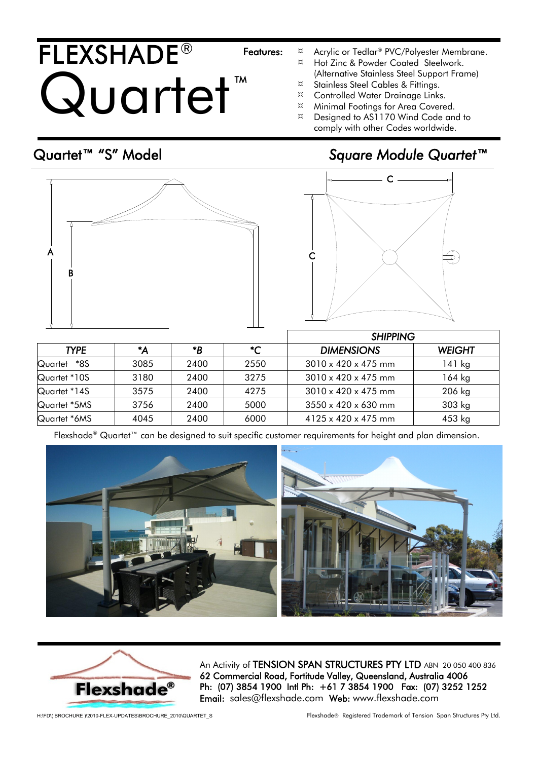# FLEXSHADE®
# Quartet™

**Features:**

- Acrylic or Tedlar® PVC/Polyester Membrane.
- Hot Zinc & Powder Coated Steelwork. (Alternative Stainless Steel Support Frame)
- Stainless Steel Cables & Fittings.
- Controlled Water Drainage Links.
- Minimal Footings for Area Covered.
- Designed to AS1170 Wind Code and to comply with other Codes worldwide.

## Quartet™ "S" Model

## *Square Module Quartet™*

| TYPE | *A | *B | *C | SHIPPING DIMENSIONS | SHIPPING WEIGHT |
|---|---|---|---|---|---|
| Quartet *8S | 3085 | 2400 | 2550 | 3010 x 420 x 475 mm | 141 kg |
| Quartet *10S | 3180 | 2400 | 3275 | 3010 x 420 x 475 mm | 164 kg |
| Quartet *14S | 3575 | 2400 | 4275 | 3010 x 420 x 475 mm | 206 kg |
| Quartet *5MS | 3756 | 2400 | 5000 | 3550 x 420 x 630 mm | 303 kg |
| Quartet *6MS | 4045 | 2400 | 6000 | 4125 x 420 x 475 mm | 453 kg |

Flexshade® Quartet™ can be designed to suit specific customer requirements for height and plan dimension.

An Activity of **TENSION SPAN STRUCTURES PTY LTD** ABN 20 050 400 836
**62 Commercial Road, Fortitude Valley, Queensland, Australia 4006**
**Ph: (07) 3854 1900 Intl Ph: +61 7 3854 1900 Fax: (07) 3252 1252**
**Email:** sales@flexshade.com **Web:** www.flexshade.com

H:\FD\( BROCHURE )\2010-FLEX-UPDATES\BROCHURE_2010\QUARTET_S

Flexshade® Registered Trademark of Tension Span Structures Pty Ltd.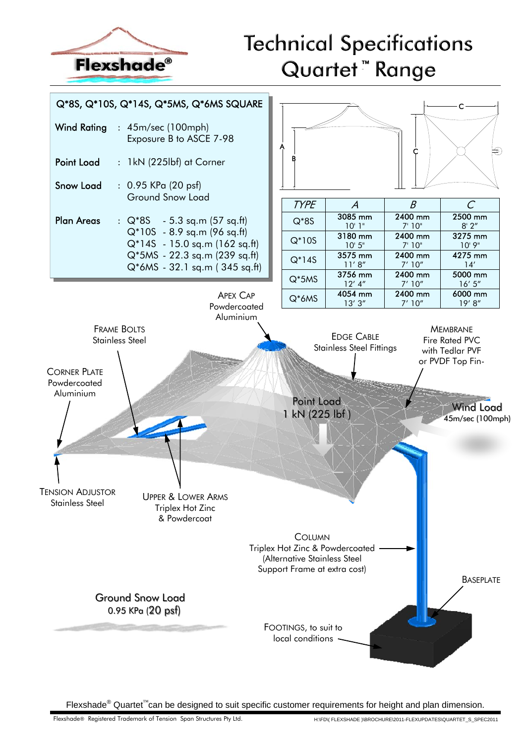# Technical Specifications
## Quartet ™ Range

### Q*8S, Q*10S, Q*14S, Q*5MS, Q*6MS SQUARE

**Wind Rating** : 45m/sec (100mph)
Exposure B to ASCE 7-98

**Point Load** : 1kN (225lbf) at Corner

**Snow Load** : 0.95 KPa (20 psf)
Ground Snow Load

**Plan Areas** : Q*8S - 5.3 sq.m (57 sq.ft)
Q*10S - 8.9 sq.m (96 sq.ft)
Q*14S - 15.0 sq.m (162 sq.ft)
Q*5MS - 22.3 sq.m (239 sq.ft)
Q*6MS - 32.1 sq.m ( 345 sq.ft)

| TYPE | A | B | C |
|---|---|---|---|
| Q*8S | 3085 mm 10' 1" | 2400 mm 7' 10" | 2500 mm 8' 2" |
| Q*10S | 3180 mm 10' 5" | 2400 mm 7' 10" | 3275 mm 10' 9" |
| Q*14S | 3575 mm 11' 8" | 2400 mm 7' 10" | 4275 mm 14' |
| Q*5MS | 3756 mm 12' 4" | 2400 mm 7' 10" | 5000 mm 16' 5" |
| Q*6MS | 4054 mm 13' 3" | 2400 mm 7' 10" | 6000 mm 19' 8" |

APEX CAP
Powdercoated
Aluminium

FRAME BOLTS
Stainless Steel

EDGE CABLE
Stainless Steel Fittings

MEMBRANE
Fire Rated PVC
with Tedlar PVF
or PVDF Top Fin-

CORNER PLATE
Powdercoated
Aluminium

Point Load
1 kN (225 lbf )

Wind Load
45m/sec (100mph)

TENSION ADJUSTOR
Stainless Steel

UPPER & LOWER ARMS
Triplex Hot Zinc
& Powdercoat

COLUMN
Triplex Hot Zinc & Powdercoated
(Alternative Stainless Steel
Support Frame at extra cost)

BASEPLATE

Ground Snow Load
0.95 KPa (20 psf)

FOOTINGS, to suit to
local conditions

Flexshade® Quartet™ can be designed to suit specific customer requirements for height and plan dimension.

Flexshade® Registered Trademark of Tension Span Structures Pty Ltd.